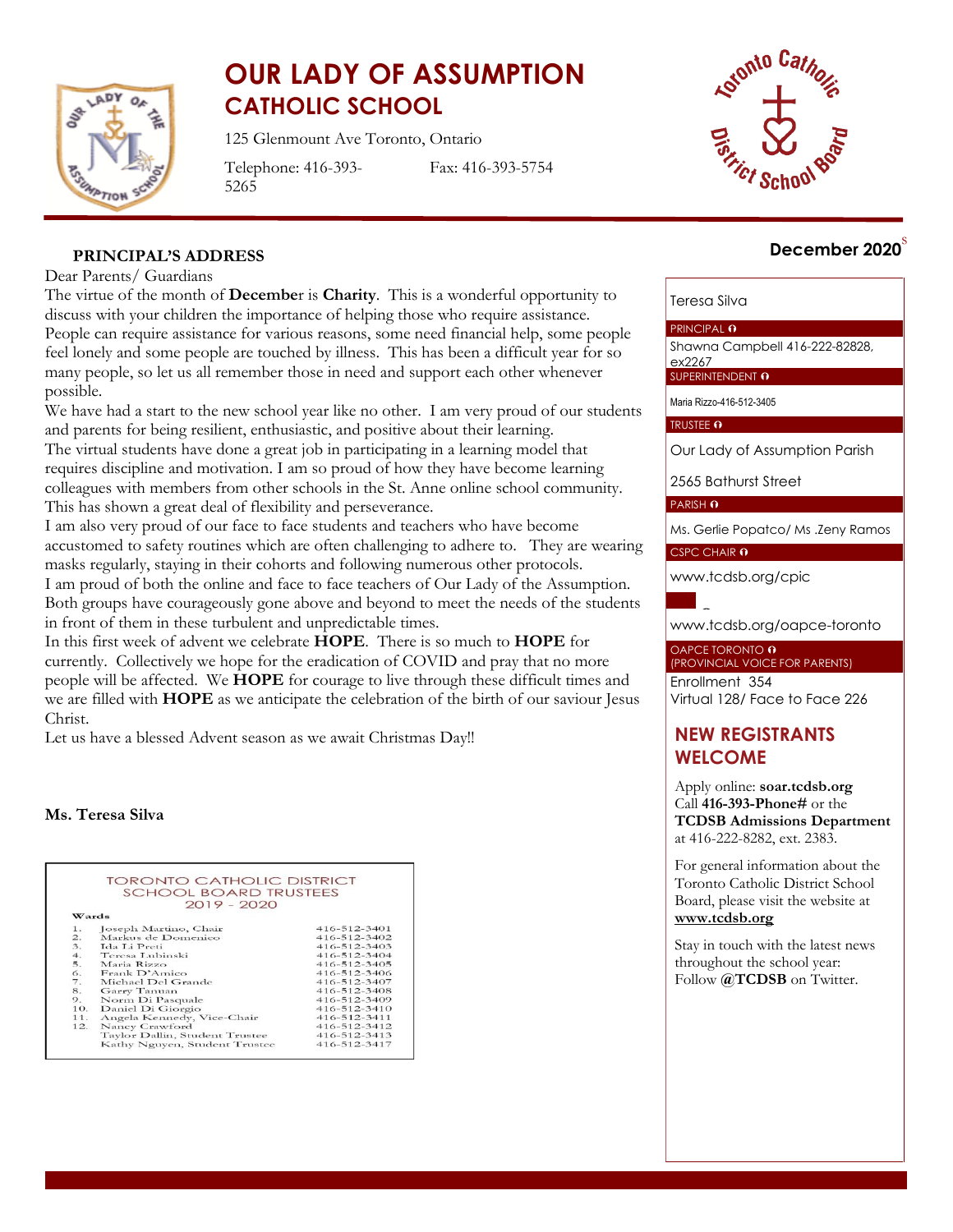# OUR LADY OF ASSUMPTION CATHOLIC SCHOOL

125 Glenmount Ave Toronto, Ontario

Telephone: 416-393-5265 Fax: 416-393-5754

**December 2020**

## PRINCIPAL'S ADDRESS

Dear Parents/ Guardians

The virtue of the month of **December** is **Charity**. This is a wonderful opportunity to discuss with your children the importance of helping those who require assistance. People can require assistance for various reasons, some need financial help, some people feel lonely and some people are touched by illness. This has been a difficult year for so many people, so let us all remember those in need and support each other whenever possible.

We have had a start to the new school year like no other. I am very proud of our students and parents for being resilient, enthusiastic, and positive about their learning.

The virtual students have done a great job in participating in a learning model that requires discipline and motivation. I am so proud of how they have become learning colleagues with members from other schools in the St. Anne online school community. This has shown a great deal of flexibility and perseverance.

I am also very proud of our face to face students and teachers who have become accustomed to safety routines which are often challenging to adhere to. They are wearing masks regularly, staying in their cohorts and following numerous other protocols.

I am proud of both the online and face to face teachers of Our Lady of the Assumption. Both groups have courageously gone above and beyond to meet the needs of the students in front of them in these turbulent and unpredictable times.

In this first week of advent we celebrate **HOPE**. There is so much to **HOPE** for currently. Collectively we hope for the eradication of COVID and pray that no more people will be affected. We **HOPE** for courage to live through these difficult times and we are filled with **HOPE** as we anticipate the celebration of the birth of our saviour Jesus Christ.

Let us have a blessed Advent season as we await Christmas Day!!

**Ms. Teresa Silva**

### TORONTO CATHOLIC DISTRICT SCHOOL BOARD TRUSTEES 2019 - 2020

| Wards | | |
|---|---|---|
| 1. | Joseph Martino, Chair | 416-512-3401 |
| 2. | Markus de Domenico | 416-512-3402 |
| 3. | Ida Li Preti | 416-512-3403 |
| 4. | Teresa Lubinski | 416-512-3404 |
| 5. | Maria Rizzo | 416-512-3405 |
| 6. | Frank D'Amico | 416-512-3406 |
| 7. | Michael Del Grande | 416-512-3407 |
| 8. | Garry Tanuan | 416-512-3408 |
| 9. | Norm Di Pasquale | 416-512-3409 |
| 10. | Daniel Di Giorgio | 416-512-3410 |
| 11. | Angela Kennedy, Vice-Chair | 416-512-3411 |
| 12. | Nancy Crawford | 416-512-3412 |
| | Taylor Dallin, Student Trustee | 416-512-3413 |
| | Kathy Nguyen, Student Trustee | 416-512-3417 |

---

Teresa Silva

PRINCIPAL

Shawna Campbell 416-222-82828, ex2267

SUPERINTENDENT

Maria Rizzo-416-512-3405

TRUSTEE

Our Lady of Assumption Parish

2565 Bathurst Street

PARISH

Ms. Gerlie Popatco/ Ms .Zeny Ramos

CSPC CHAIR

www.tcdsb.org/cpic

www.tcdsb.org/oapce-toronto

OAPCE TORONTO (PROVINCIAL VOICE FOR PARENTS)

Enrollment 354

Virtual 128/ Face to Face 226

## NEW REGISTRANTS WELCOME

Apply online: **soar.tcdsb.org**
Call **416-393-Phone#** or the **TCDSB Admissions Department** at 416-222-8282, ext. 2383.

For general information about the Toronto Catholic District School Board, please visit the website at **www.tcdsb.org**

Stay in touch with the latest news throughout the school year: Follow **@TCDSB** on Twitter.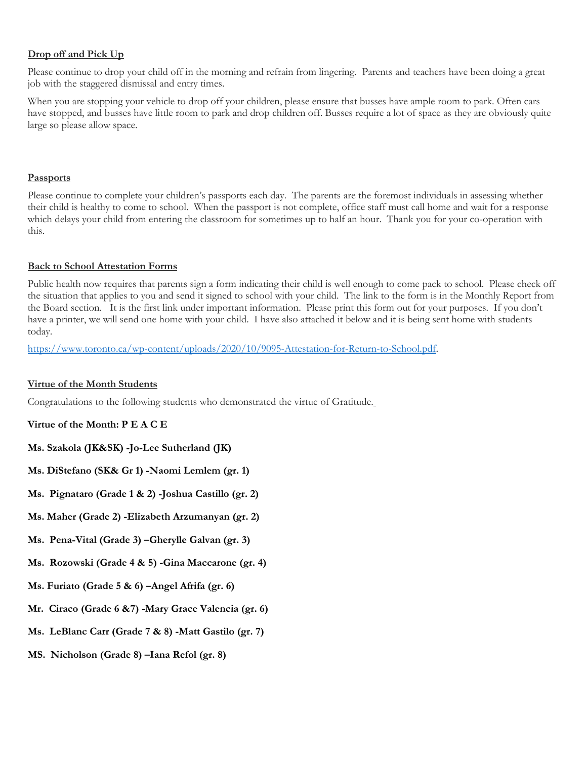**Drop off and Pick Up**

Please continue to drop your child off in the morning and refrain from lingering. Parents and teachers have been doing a great job with the staggered dismissal and entry times.

When you are stopping your vehicle to drop off your children, please ensure that busses have ample room to park. Often cars have stopped, and busses have little room to park and drop children off. Busses require a lot of space as they are obviously quite large so please allow space.

**Passports**

Please continue to complete your children's passports each day. The parents are the foremost individuals in assessing whether their child is healthy to come to school. When the passport is not complete, office staff must call home and wait for a response which delays your child from entering the classroom for sometimes up to half an hour. Thank you for your co-operation with this.

**Back to School Attestation Forms**

Public health now requires that parents sign a form indicating their child is well enough to come pack to school. Please check off the situation that applies to you and send it signed to school with your child. The link to the form is in the Monthly Report from the Board section. It is the first link under important information. Please print this form out for your purposes. If you don't have a printer, we will send one home with your child. I have also attached it below and it is being sent home with students today.

https://www.toronto.ca/wp-content/uploads/2020/10/9095-Attestation-for-Return-to-School.pdf.

**Virtue of the Month Students**

Congratulations to the following students who demonstrated the virtue of Gratitude.

**Virtue of the Month: P E A C E**

**Ms. Szakola (JK&SK) -Jo-Lee Sutherland (JK)**

**Ms. DiStefano (SK& Gr 1) -Naomi Lemlem (gr. 1)**

**Ms. Pignataro (Grade 1 & 2) -Joshua Castillo (gr. 2)**

**Ms. Maher (Grade 2) -Elizabeth Arzumanyan (gr. 2)**

**Ms. Pena-Vital (Grade 3) –Gherylle Galvan (gr. 3)**

**Ms. Rozowski (Grade 4 & 5) -Gina Maccarone (gr. 4)**

**Ms. Furiato (Grade 5 & 6) –Angel Afrifa (gr. 6)**

**Mr. Ciraco (Grade 6 &7) -Mary Grace Valencia (gr. 6)**

**Ms. LeBlanc Carr (Grade 7 & 8) -Matt Gastilo (gr. 7)**

**MS. Nicholson (Grade 8) –Iana Refol (gr. 8)**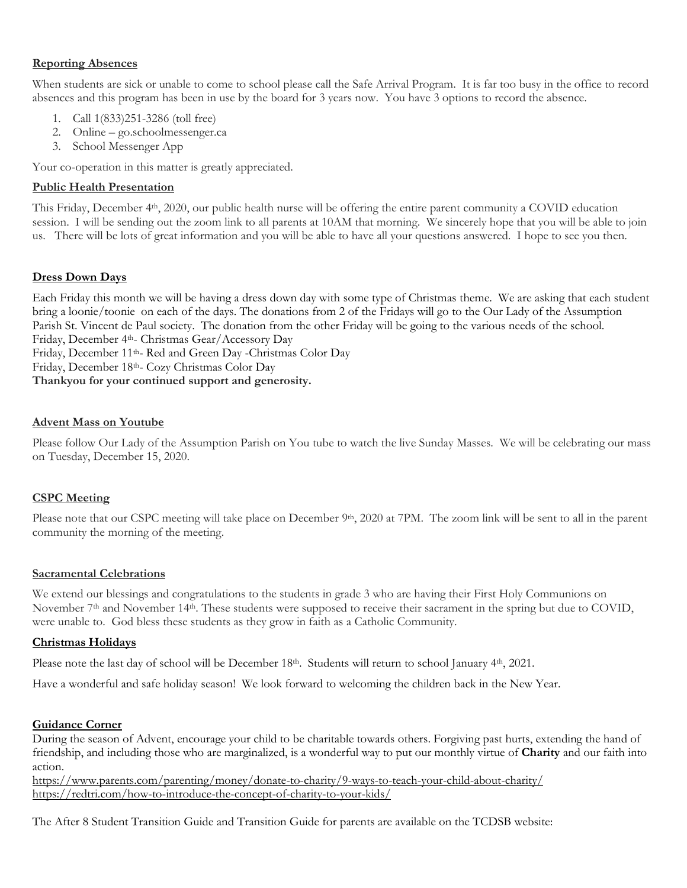**Reporting Absences**

When students are sick or unable to come to school please call the Safe Arrival Program. It is far too busy in the office to record absences and this program has been in use by the board for 3 years now. You have 3 options to record the absence.

1. Call 1(833)251-3286 (toll free)
2. Online – go.schoolmessenger.ca
3. School Messenger App

Your co-operation in this matter is greatly appreciated.

**Public Health Presentation**

This Friday, December 4th, 2020, our public health nurse will be offering the entire parent community a COVID education session. I will be sending out the zoom link to all parents at 10AM that morning. We sincerely hope that you will be able to join us. There will be lots of great information and you will be able to have all your questions answered. I hope to see you then.

**Dress Down Days**

Each Friday this month we will be having a dress down day with some type of Christmas theme. We are asking that each student bring a loonie/toonie on each of the days. The donations from 2 of the Fridays will go to the Our Lady of the Assumption Parish St. Vincent de Paul society. The donation from the other Friday will be going to the various needs of the school.
Friday, December 4th- Christmas Gear/Accessory Day
Friday, December 11th- Red and Green Day -Christmas Color Day
Friday, December 18th- Cozy Christmas Color Day
**Thankyou for your continued support and generosity.**

**Advent Mass on Youtube**

Please follow Our Lady of the Assumption Parish on You tube to watch the live Sunday Masses. We will be celebrating our mass on Tuesday, December 15, 2020.

**CSPC Meeting**

Please note that our CSPC meeting will take place on December 9th, 2020 at 7PM. The zoom link will be sent to all in the parent community the morning of the meeting.

**Sacramental Celebrations**

We extend our blessings and congratulations to the students in grade 3 who are having their First Holy Communions on November 7th and November 14th. These students were supposed to receive their sacrament in the spring but due to COVID, were unable to. God bless these students as they grow in faith as a Catholic Community.

**Christmas Holidays**

Please note the last day of school will be December 18th. Students will return to school January 4th, 2021.

Have a wonderful and safe holiday season! We look forward to welcoming the children back in the New Year.

**Guidance Corner**

During the season of Advent, encourage your child to be charitable towards others. Forgiving past hurts, extending the hand of friendship, and including those who are marginalized, is a wonderful way to put our monthly virtue of **Charity** and our faith into action.
https://www.parents.com/parenting/money/donate-to-charity/9-ways-to-teach-your-child-about-charity/
https://redtri.com/how-to-introduce-the-concept-of-charity-to-your-kids/

The After 8 Student Transition Guide and Transition Guide for parents are available on the TCDSB website: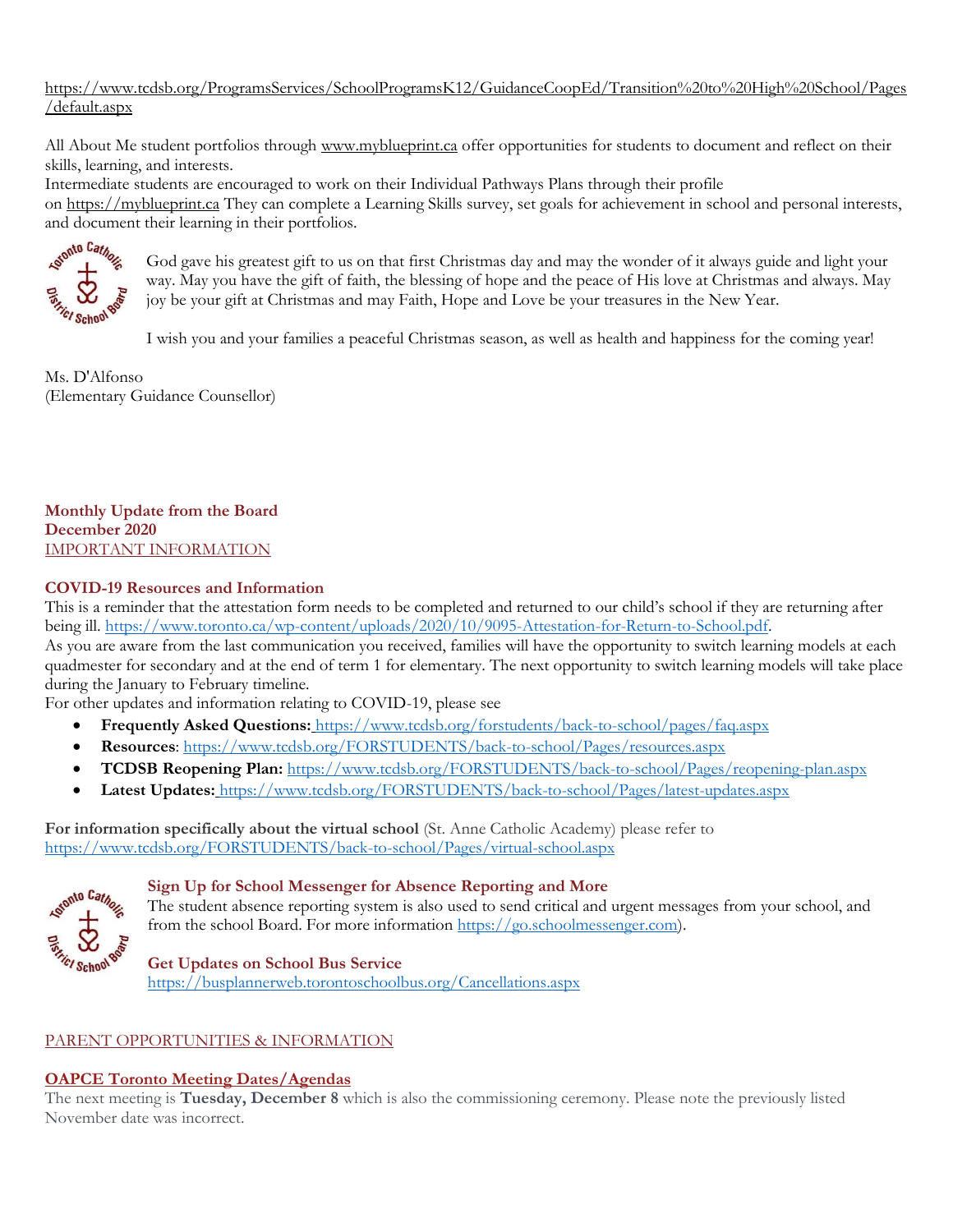https://www.tcdsb.org/ProgramsServices/SchoolProgramsK12/GuidanceCoopEd/Transition%20to%20High%20School/Pages/default.aspx

All About Me student portfolios through www.myblueprint.ca offer opportunities for students to document and reflect on their skills, learning, and interests.

Intermediate students are encouraged to work on their Individual Pathways Plans through their profile on https://myblueprint.ca They can complete a Learning Skills survey, set goals for achievement in school and personal interests, and document their learning in their portfolios.

God gave his greatest gift to us on that first Christmas day and may the wonder of it always guide and light your way. May you have the gift of faith, the blessing of hope and the peace of His love at Christmas and always. May joy be your gift at Christmas and may Faith, Hope and Love be your treasures in the New Year.

I wish you and your families a peaceful Christmas season, as well as health and happiness for the coming year!

Ms. D'Alfonso
(Elementary Guidance Counsellor)

**Monthly Update from the Board**
**December 2020**

IMPORTANT INFORMATION

**COVID-19 Resources and Information**

This is a reminder that the attestation form needs to be completed and returned to our child's school if they are returning after being ill. https://www.toronto.ca/wp-content/uploads/2020/10/9095-Attestation-for-Return-to-School.pdf.

As you are aware from the last communication you received, families will have the opportunity to switch learning models at each quadmester for secondary and at the end of term 1 for elementary. The next opportunity to switch learning models will take place during the January to February timeline.

For other updates and information relating to COVID-19, please see

- **Frequently Asked Questions:** https://www.tcdsb.org/forstudents/back-to-school/pages/faq.aspx
- **Resources**: https://www.tcdsb.org/FORSTUDENTS/back-to-school/Pages/resources.aspx
- **TCDSB Reopening Plan:** https://www.tcdsb.org/FORSTUDENTS/back-to-school/Pages/reopening-plan.aspx
- **Latest Updates:** https://www.tcdsb.org/FORSTUDENTS/back-to-school/Pages/latest-updates.aspx

**For information specifically about the virtual school** (St. Anne Catholic Academy) please refer to https://www.tcdsb.org/FORSTUDENTS/back-to-school/Pages/virtual-school.aspx

**Sign Up for School Messenger for Absence Reporting and More**

The student absence reporting system is also used to send critical and urgent messages from your school, and from the school Board. For more information https://go.schoolmessenger.com).

**Get Updates on School Bus Service**

https://busplannerweb.torontoschoolbus.org/Cancellations.aspx

PARENT OPPORTUNITIES & INFORMATION

**OAPCE Toronto Meeting Dates/Agendas**

The next meeting is **Tuesday, December 8** which is also the commissioning ceremony. Please note the previously listed November date was incorrect.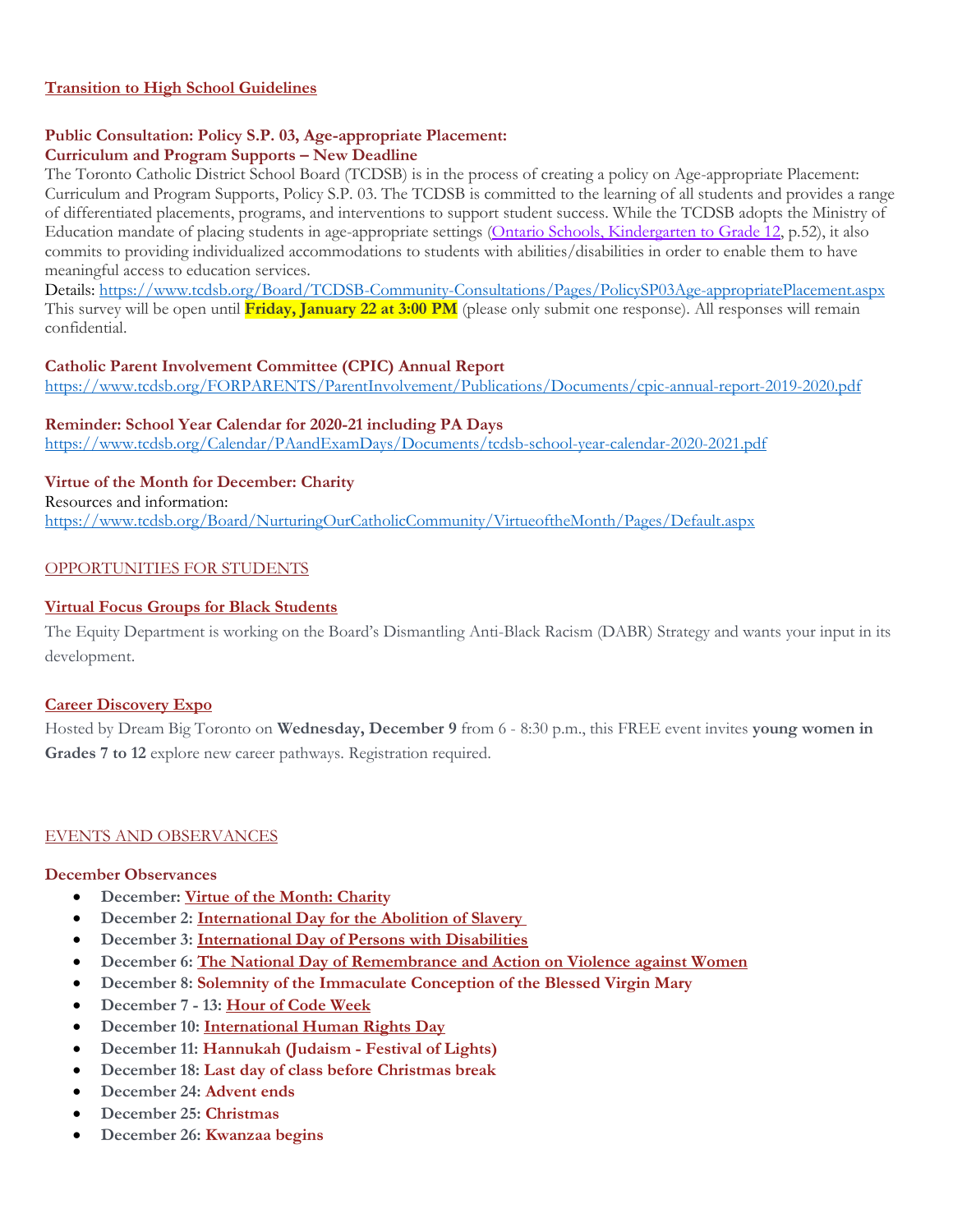**Transition to High School Guidelines**

**Public Consultation: Policy S.P. 03, Age-appropriate Placement: Curriculum and Program Supports – New Deadline**

The Toronto Catholic District School Board (TCDSB) is in the process of creating a policy on Age-appropriate Placement: Curriculum and Program Supports, Policy S.P. 03. The TCDSB is committed to the learning of all students and provides a range of differentiated placements, programs, and interventions to support student success. While the TCDSB adopts the Ministry of Education mandate of placing students in age-appropriate settings (Ontario Schools, Kindergarten to Grade 12, p.52), it also commits to providing individualized accommodations to students with abilities/disabilities in order to enable them to have meaningful access to education services.

Details: https://www.tcdsb.org/Board/TCDSB-Community-Consultations/Pages/PolicySP03Age-appropriatePlacement.aspx

This survey will be open until **Friday, January 22 at 3:00 PM** (please only submit one response). All responses will remain confidential.

**Catholic Parent Involvement Committee (CPIC) Annual Report**

https://www.tcdsb.org/FORPARENTS/ParentInvolvement/Publications/Documents/cpic-annual-report-2019-2020.pdf

**Reminder: School Year Calendar for 2020-21 including PA Days**

https://www.tcdsb.org/Calendar/PAandExamDays/Documents/tcdsb-school-year-calendar-2020-2021.pdf

**Virtue of the Month for December: Charity**

Resources and information:
https://www.tcdsb.org/Board/NurturingOurCatholicCommunity/VirtueoftheMonth/Pages/Default.aspx

## OPPORTUNITIES FOR STUDENTS

**Virtual Focus Groups for Black Students**

The Equity Department is working on the Board's Dismantling Anti-Black Racism (DABR) Strategy and wants your input in its development.

**Career Discovery Expo**

Hosted by Dream Big Toronto on **Wednesday, December 9** from 6 - 8:30 p.m., this FREE event invites **young women in Grades 7 to 12** explore new career pathways. Registration required.

## EVENTS AND OBSERVANCES

**December Observances**

- **December: Virtue of the Month: Charity**
- **December 2: International Day for the Abolition of Slavery**
- **December 3: International Day of Persons with Disabilities**
- **December 6: The National Day of Remembrance and Action on Violence against Women**
- **December 8: Solemnity of the Immaculate Conception of the Blessed Virgin Mary**
- **December 7 - 13: Hour of Code Week**
- **December 10: International Human Rights Day**
- **December 11: Hannukah (Judaism - Festival of Lights)**
- **December 18: Last day of class before Christmas break**
- **December 24: Advent ends**
- **December 25: Christmas**
- **December 26: Kwanzaa begins**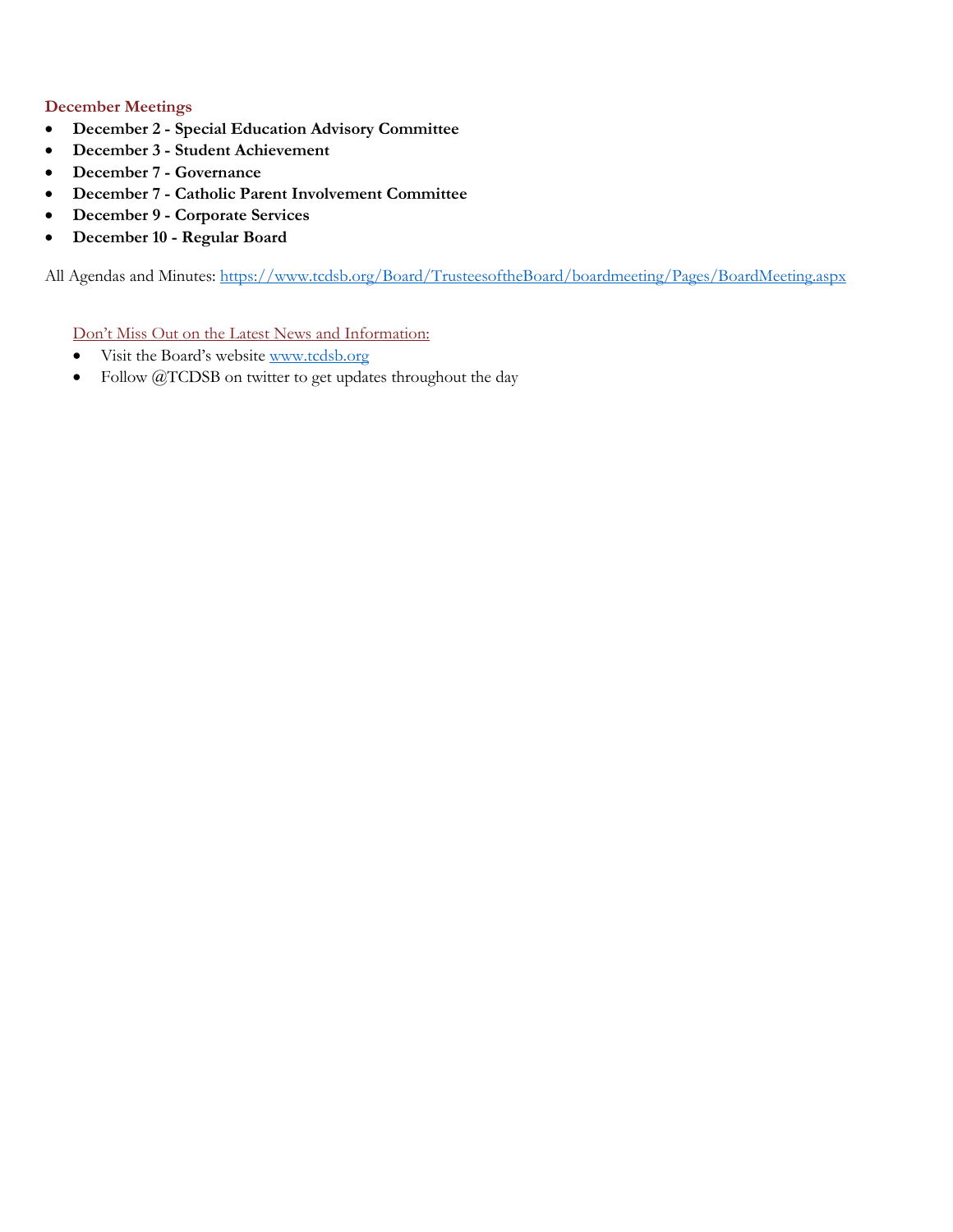### December Meetings

- **December 2 - Special Education Advisory Committee**
- **December 3 - Student Achievement**
- **December 7 - Governance**
- **December 7 - Catholic Parent Involvement Committee**
- **December 9 - Corporate Services**
- **December 10 - Regular Board**

All Agendas and Minutes: https://www.tcdsb.org/Board/TrusteesoftheBoard/boardmeeting/Pages/BoardMeeting.aspx

Don't Miss Out on the Latest News and Information:

- Visit the Board's website www.tcdsb.org
- Follow @TCDSB on twitter to get updates throughout the day